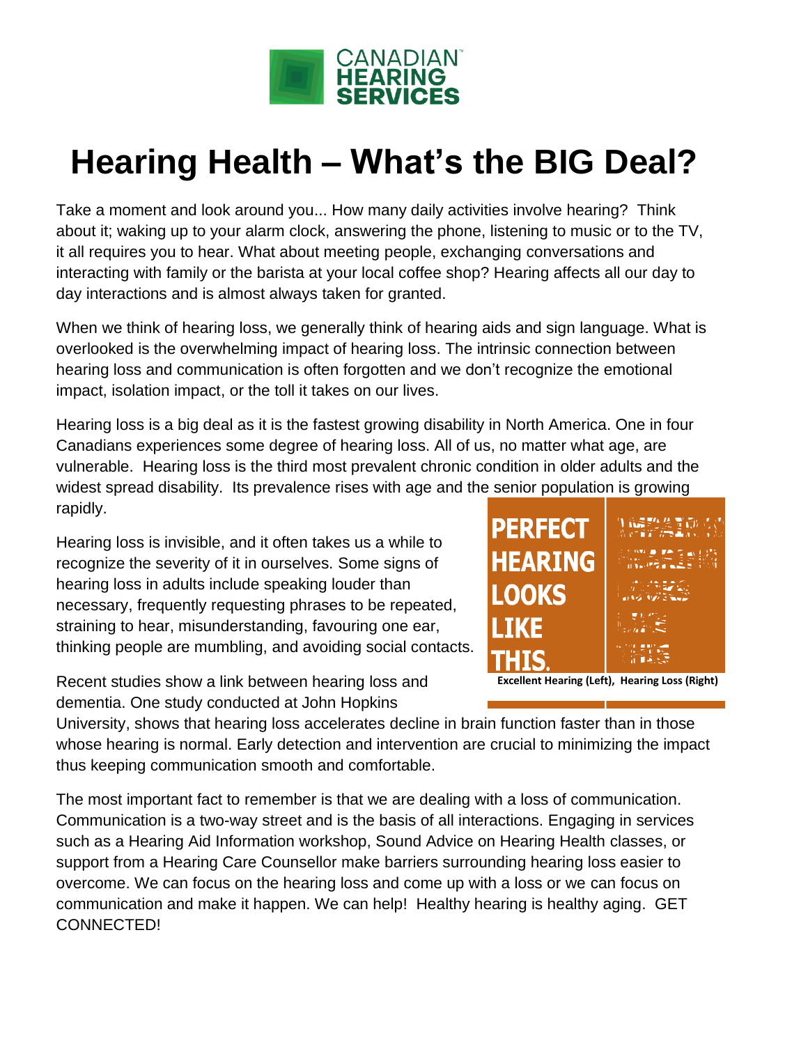CANADIAN HEARING SERVICES

# Hearing Health – What's the BIG Deal?

Take a moment and look around you... How many daily activities involve hearing? Think about it; waking up to your alarm clock, answering the phone, listening to music or to the TV, it all requires you to hear. What about meeting people, exchanging conversations and interacting with family or the barista at your local coffee shop? Hearing affects all our day to day interactions and is almost always taken for granted.

When we think of hearing loss, we generally think of hearing aids and sign language. What is overlooked is the overwhelming impact of hearing loss. The intrinsic connection between hearing loss and communication is often forgotten and we don't recognize the emotional impact, isolation impact, or the toll it takes on our lives.

Hearing loss is a big deal as it is the fastest growing disability in North America. One in four Canadians experiences some degree of hearing loss. All of us, no matter what age, are vulnerable. Hearing loss is the third most prevalent chronic condition in older adults and the widest spread disability. Its prevalence rises with age and the senior population is growing rapidly.

Hearing loss is invisible, and it often takes us a while to recognize the severity of it in ourselves. Some signs of hearing loss in adults include speaking louder than necessary, frequently requesting phrases to be repeated, straining to hear, misunderstanding, favouring one ear, thinking people are mumbling, and avoiding social contacts.

PERFECT HEARING LOOKS LIKE THIS.

Excellent Hearing (Left), Hearing Loss (Right)

Recent studies show a link between hearing loss and dementia. One study conducted at John Hopkins University, shows that hearing loss accelerates decline in brain function faster than in those whose hearing is normal. Early detection and intervention are crucial to minimizing the impact thus keeping communication smooth and comfortable.

The most important fact to remember is that we are dealing with a loss of communication. Communication is a two-way street and is the basis of all interactions. Engaging in services such as a Hearing Aid Information workshop, Sound Advice on Hearing Health classes, or support from a Hearing Care Counsellor make barriers surrounding hearing loss easier to overcome. We can focus on the hearing loss and come up with a loss or we can focus on communication and make it happen. We can help! Healthy hearing is healthy aging. GET CONNECTED!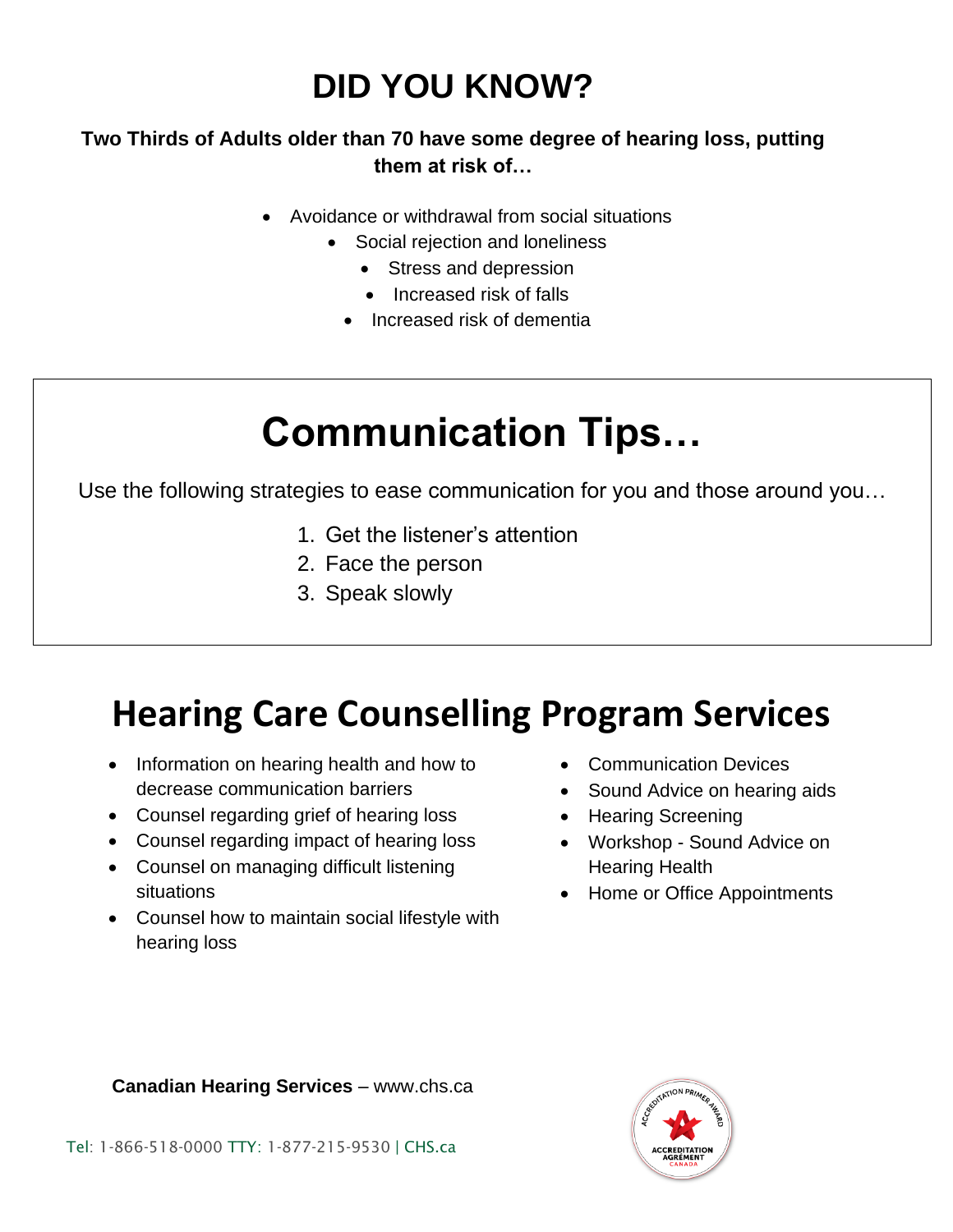# DID YOU KNOW?

**Two Thirds of Adults older than 70 have some degree of hearing loss, putting them at risk of…**

- Avoidance or withdrawal from social situations
- Social rejection and loneliness
- Stress and depression
- Increased risk of falls
- Increased risk of dementia

# Communication Tips…

Use the following strategies to ease communication for you and those around you…

1. Get the listener's attention
2. Face the person
3. Speak slowly

# Hearing Care Counselling Program Services

- Information on hearing health and how to decrease communication barriers
- Counsel regarding grief of hearing loss
- Counsel regarding impact of hearing loss
- Counsel on managing difficult listening situations
- Counsel how to maintain social lifestyle with hearing loss
- Communication Devices
- Sound Advice on hearing aids
- Hearing Screening
- Workshop - Sound Advice on Hearing Health
- Home or Office Appointments

**Canadian Hearing Services** – www.chs.ca

Tel: 1-866-518-0000 TTY: 1-877-215-9530 | CHS.ca

ACCREDITATION PRIMER AWARD
ACCREDITATION AGRÉMENT CANADA